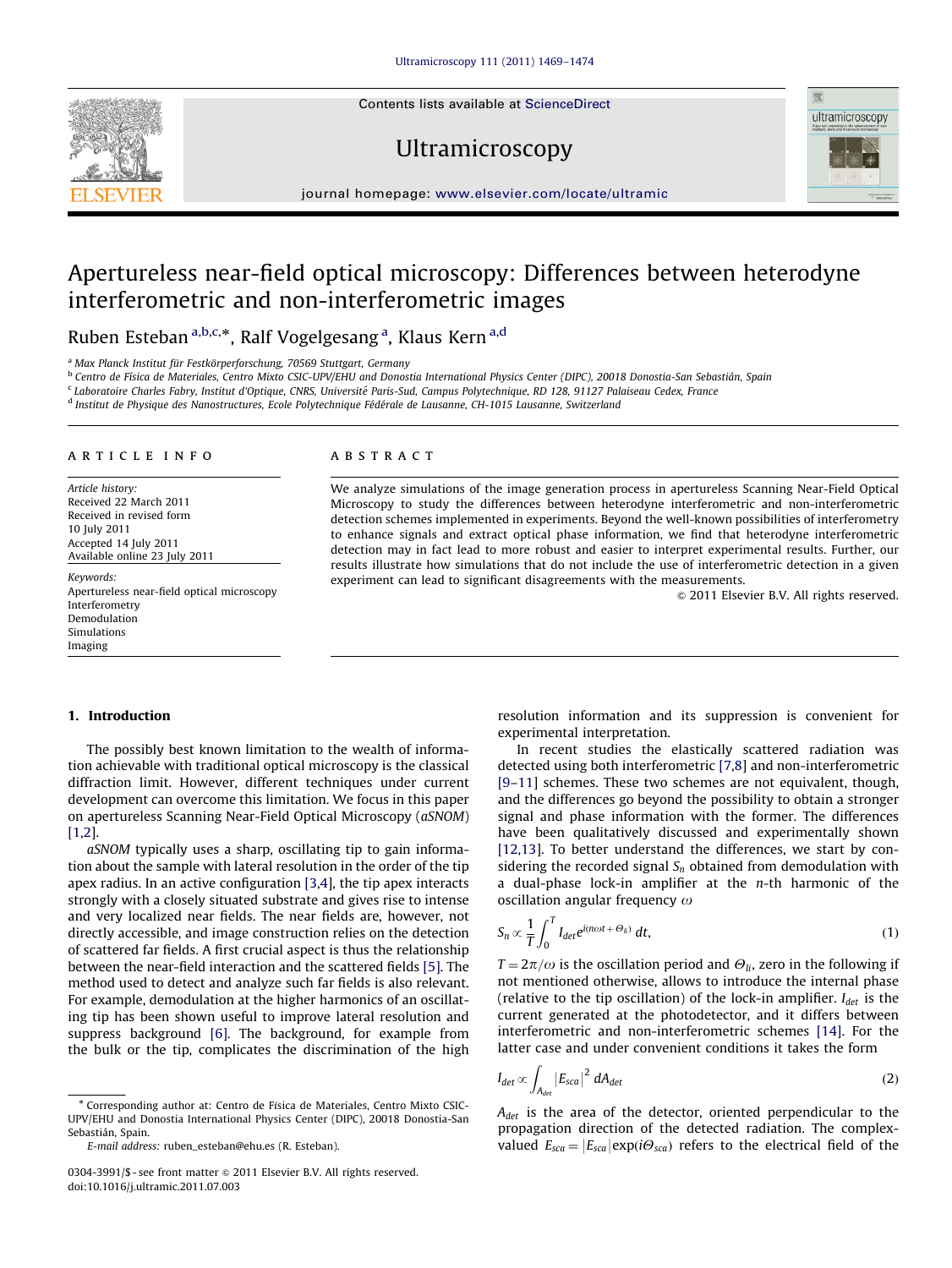# Apertureless near-field optical microscopy: Differences between heterodyne interferometric and non-interferometric images

Ruben Esteban [a,b,c,*], Ralf Vogelgesang [a], Klaus Kern [a,d]

[a] Max Planck Institut für Festkörperforschung, 70569 Stuttgart, Germany

[b] Centro de Física de Materiales, Centro Mixto CSIC-UPV/EHU and Donostia International Physics Center (DIPC), 20018 Donostia-San Sebastián, Spain

[c] Laboratoire Charles Fabry, Institut d'Optique, CNRS, Université Paris-Sud, Campus Polytechnique, RD 128, 91127 Palaiseau Cedex, France

[d] Institut de Physique des Nanostructures, Ecole Polytechnique Fédérale de Lausanne, CH-1015 Lausanne, Switzerland

**ARTICLE INFO**

*Article history:*
Received 22 March 2011
Received in revised form
10 July 2011
Accepted 14 July 2011
Available online 23 July 2011

*Keywords:*
Apertureless near-field optical microscopy
Interferometry
Demodulation
Simulations
Imaging

**ABSTRACT**

We analyze simulations of the image generation process in apertureless Scanning Near-Field Optical Microscopy to study the differences between heterodyne interferometric and non-interferometric detection schemes implemented in experiments. Beyond the well-known possibilities of interferometry to enhance signals and extract optical phase information, we find that heterodyne interferometric detection may in fact lead to more robust and easier to interpret experimental results. Further, our results illustrate how simulations that do not include the use of interferometric detection in a given experiment can lead to significant disagreements with the measurements.

© 2011 Elsevier B.V. All rights reserved.

## 1. Introduction

The possibly best known limitation to the wealth of information achievable with traditional optical microscopy is the classical diffraction limit. However, different techniques under current development can overcome this limitation. We focus in this paper on apertureless Scanning Near-Field Optical Microscopy (*aSNOM*) [1,2].

*aSNOM* typically uses a sharp, oscillating tip to gain information about the sample with lateral resolution in the order of the tip apex radius. In an active configuration [3,4], the tip apex interacts strongly with a closely situated substrate and gives rise to intense and very localized near fields. The near fields are, however, not directly accessible, and image construction relies on the detection of scattered far fields. A first crucial aspect is thus the relationship between the near-field interaction and the scattered fields [5]. The method used to detect and analyze such far fields is also relevant. For example, demodulation at the higher harmonics of an oscillating tip has been shown useful to improve lateral resolution and suppress background [6]. The background, for example from the bulk or the tip, complicates the discrimination of the high resolution information and its suppression is convenient for experimental interpretation.

In recent studies the elastically scattered radiation was detected using both interferometric [7,8] and non-interferometric [9–11] schemes. These two schemes are not equivalent, though, and the differences go beyond the possibility to obtain a stronger signal and phase information with the former. The differences have been qualitatively discussed and experimentally shown [12,13]. To better understand the differences, we start by considering the recorded signal $S_n$ obtained from demodulation with a dual-phase lock-in amplifier at the $n$-th harmonic of the oscillation angular frequency $\omega$

$$S_n \propto \frac{1}{T}\int_0^T I_{det} e^{i(n\omega t+\Theta_{li})}\,dt, \tag{1}$$

$T=2\pi/\omega$ is the oscillation period and $\Theta_{li}$, zero in the following if not mentioned otherwise, allows to introduce the internal phase (relative to the tip oscillation) of the lock-in amplifier. $I_{det}$ is the current generated at the photodetector, and it differs between interferometric and non-interferometric schemes [14]. For the latter case and under convenient conditions it takes the form

$$I_{det} \propto \int_{A_{det}} |E_{sca}|^2\, dA_{det} \tag{2}$$

$A_{det}$ is the area of the detector, oriented perpendicular to the propagation direction of the detected radiation. The complex-valued $E_{sca}=|E_{sca}|\exp(i\Theta_{sca})$ refers to the electrical field of the

---

* Corresponding author at: Centro de Física de Materiales, Centro Mixto CSIC-UPV/EHU and Donostia International Physics Center (DIPC), 20018 Donostia-San Sebastián, Spain.

E-mail address: ruben_esteban@ehu.es (R. Esteban).

0304-3991/$ - see front matter © 2011 Elsevier B.V. All rights reserved.
doi:10.1016/j.ultramic.2011.07.003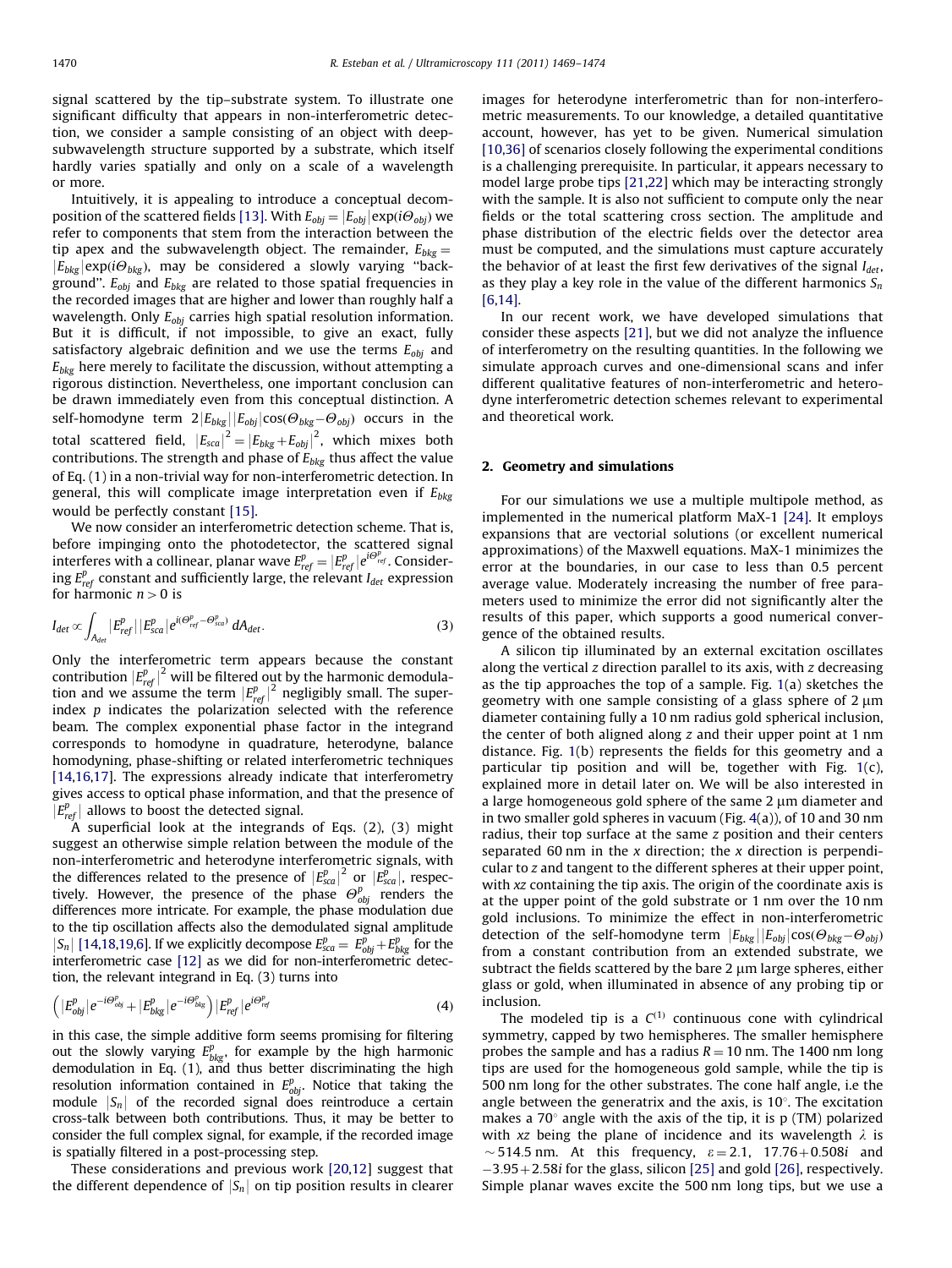signal scattered by the tip–substrate system. To illustrate one significant difficulty that appears in non-interferometric detection, we consider a sample consisting of an object with deep-subwavelength structure supported by a substrate, which itself hardly varies spatially and only on a scale of a wavelength or more.

Intuitively, it is appealing to introduce a conceptual decomposition of the scattered fields [13]. With $E_{obj} = |E_{obj}|\exp(i\Theta_{obj})$ we refer to components that stem from the interaction between the tip apex and the subwavelength object. The remainder, $E_{bkg} = |E_{bkg}|\exp(i\Theta_{bkg})$, may be considered a slowly varying "background". $E_{obj}$ and $E_{bkg}$ are related to those spatial frequencies in the recorded images that are higher and lower than roughly half a wavelength. Only $E_{obj}$ carries high spatial resolution information. But it is difficult, if not impossible, to give an exact, fully satisfactory algebraic definition and we use the terms $E_{obj}$ and $E_{bkg}$ here merely to facilitate the discussion, without attempting a rigorous distinction. Nevertheless, one important conclusion can be drawn immediately even from this conceptual distinction. A self-homodyne term $2|E_{bkg}||E_{obj}|\cos(\Theta_{bkg}-\Theta_{obj})$ occurs in the total scattered field, $|E_{sca}|^2 = |E_{bkg}+E_{obj}|^2$, which mixes both contributions. The strength and phase of $E_{bkg}$ thus affect the value of Eq. (1) in a non-trivial way for non-interferometric detection. In general, this will complicate image interpretation even if $E_{bkg}$ would be perfectly constant [15].

We now consider an interferometric detection scheme. That is, before impinging onto the photodetector, the scattered signal interferes with a collinear, planar wave $E^p_{ref} = |E^p_{ref}|e^{i\Theta^p_{ref}}$. Considering $E^p_{ref}$ constant and sufficiently large, the relevant $I_{det}$ expression for harmonic $n>0$ is

$$I_{det} \propto \int_{A_{det}} |E^p_{ref}||E^p_{sca}|e^{i(\Theta^p_{ref}-\Theta^p_{sca})}\, dA_{det}. \tag{3}$$

Only the interferometric term appears because the constant contribution $|E^p_{ref}|^2$ will be filtered out by the harmonic demodulation and we assume the term $|E^p_{ref}|^2$ negligibly small. The superindex $p$ indicates the polarization selected with the reference beam. The complex exponential phase factor in the integrand corresponds to homodyne in quadrature, heterodyne, balance homodyning, phase-shifting or related interferometric techniques [14,16,17]. The expressions already indicate that interferometry gives access to optical phase information, and that the presence of $|E^p_{ref}|$ allows to boost the detected signal.

A superficial look at the integrands of Eqs. (2), (3) might suggest an otherwise simple relation between the module of the non-interferometric and heterodyne interferometric signals, with the differences related to the presence of $|E^p_{sca}|^2$ or $|E^p_{sca}|$, respectively. However, the presence of the phase $\Theta^p_{obj}$ renders the differences more intricate. For example, the phase modulation due to the tip oscillation affects also the demodulated signal amplitude $|S_n|$ [14,18,19,6]. If we explicitly decompose $E^p_{sca} = E^p_{obj}+E^p_{bkg}$ for the interferometric case [12] as we did for non-interferometric detection, the relevant integrand in Eq. (3) turns into

$$\left(|E^p_{obj}|e^{-i\Theta^p_{obj}}+|E^p_{bkg}|e^{-i\Theta^p_{bkg}}\right)|E^p_{ref}|e^{i\Theta^p_{ref}} \tag{4}$$

in this case, the simple additive form seems promising for filtering out the slowly varying $E^p_{bkg}$, for example by the high harmonic demodulation in Eq. (1), and thus better discriminating the high resolution information contained in $E^p_{obj}$. Notice that taking the module $|S_n|$ of the recorded signal does reintroduce a certain cross-talk between both contributions. Thus, it may be better to consider the full complex signal, for example, if the recorded image is spatially filtered in a post-processing step.

These considerations and previous work [20,12] suggest that the different dependence of $|S_n|$ on tip position results in clearer images for heterodyne interferometric than for non-interferometric measurements. To our knowledge, a detailed quantitative account, however, has yet to be given. Numerical simulation [10,36] of scenarios closely following the experimental conditions is a challenging prerequisite. In particular, it appears necessary to model large probe tips [21,22] which may be interacting strongly with the sample. It is also not sufficient to compute only the near fields or the total scattering cross section. The amplitude and phase distribution of the electric fields over the detector area must be computed, and the simulations must capture accurately the behavior of at least the first few derivatives of the signal $I_{det}$, as they play a key role in the value of the different harmonics $S_n$ [6,14].

In our recent work, we have developed simulations that consider these aspects [21], but we did not analyze the influence of interferometry on the resulting quantities. In the following we simulate approach curves and one-dimensional scans and infer different qualitative features of non-interferometric and heterodyne interferometric detection schemes relevant to experimental and theoretical work.

## 2. Geometry and simulations

For our simulations we use a multiple multipole method, as implemented in the numerical platform MaX-1 [24]. It employs expansions that are vectorial solutions (or excellent numerical approximations) of the Maxwell equations. MaX-1 minimizes the error at the boundaries, in our case to less than 0.5 percent average value. Moderately increasing the number of free parameters used to minimize the error did not significantly alter the results of this paper, which supports a good numerical convergence of the obtained results.

A silicon tip illuminated by an external excitation oscillates along the vertical $z$ direction parallel to its axis, with $z$ decreasing as the tip approaches the top of a sample. Fig. 1(a) sketches the geometry with one sample consisting of a glass sphere of 2 μm diameter containing fully a 10 nm radius gold spherical inclusion, the center of both aligned along $z$ and their upper point at 1 nm distance. Fig. 1(b) represents the fields for this geometry and a particular tip position and will be, together with Fig. 1(c), explained more in detail later on. We will be also interested in a large homogeneous gold sphere of the same 2 μm diameter and in two smaller gold spheres in vacuum (Fig. 4(a)), of 10 and 30 nm radius, their top surface at the same $z$ position and their centers separated 60 nm in the $x$ direction; the $x$ direction is perpendicular to $z$ and tangent to the different spheres at their upper point, with $xz$ containing the tip axis. The origin of the coordinate axis is at the upper point of the gold substrate or 1 nm over the 10 nm gold inclusions. To minimize the effect in non-interferometric detection of the self-homodyne term $|E_{bkg}||E_{obj}|\cos(\Theta_{bkg}-\Theta_{obj})$ from a constant contribution from an extended substrate, we subtract the fields scattered by the bare 2 μm large spheres, either glass or gold, when illuminated in absence of any probing tip or inclusion.

The modeled tip is a $C^{(1)}$ continuous cone with cylindrical symmetry, capped by two hemispheres. The smaller hemisphere probes the sample and has a radius $R = 10$ nm. The 1400 nm long tips are used for the homogeneous gold sample, while the tip is 500 nm long for the other substrates. The cone half angle, i.e the angle between the generatrix and the axis, is 10°. The excitation makes a 70° angle with the axis of the tip, it is p (TM) polarized with $xz$ being the plane of incidence and its wavelength $\lambda$ is $\sim$514.5 nm. At this frequency, $\varepsilon = 2.1$, $17.76+0.508i$ and $-3.95+2.58i$ for the glass, silicon [25] and gold [26], respectively. Simple planar waves excite the 500 nm long tips, but we use a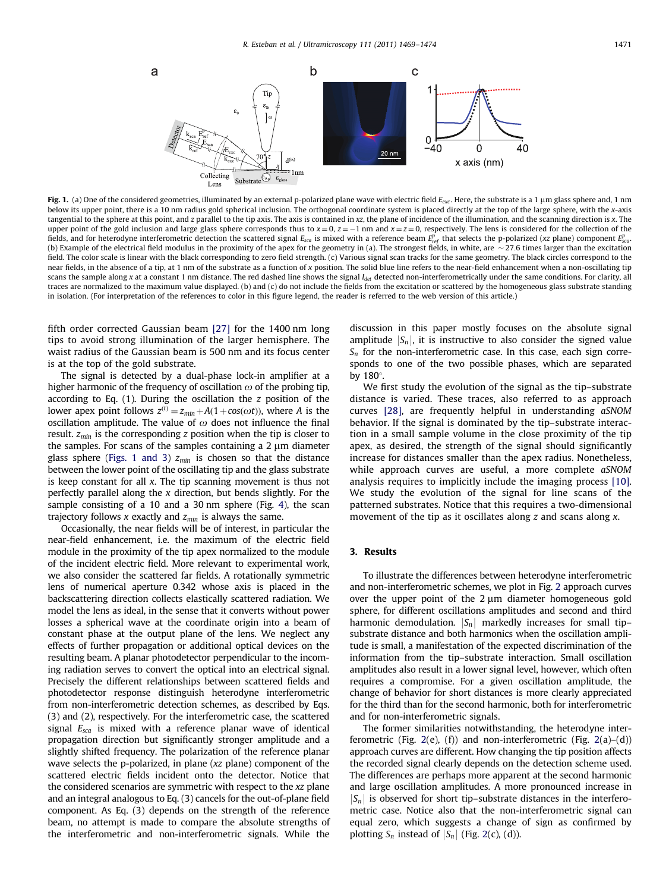**Fig. 1.** (a) One of the considered geometries, illuminated by an external p-polarized plane wave with electric field $E_{exc}$. Here, the substrate is a 1 μm glass sphere and, 1 nm below its upper point, there is a 10 nm radius gold spherical inclusion. The orthogonal coordinate system is placed directly at the top of the large sphere, with the x-axis tangential to the sphere at this point, and z parallel to the tip axis. The axis is contained in xz, the plane of incidence of the illumination, and the scanning direction is x. The upper point of the gold inclusion and large glass sphere corresponds thus to $x=0$, $z=-1$ nm and $x=z=0$, respectively. The lens is considered for the collection of the fields, and for heterodyne interferometric detection the scattered signal $E_{sca}$ is mixed with a reference beam $E_{ref}^{p}$ that selects the p-polarized (xz plane) component $E_{sca}^{p}$. (b) Example of the electrical field modulus in the proximity of the apex for the geometry in (a). The strongest fields, in white, are ~27.6 times larger than the excitation field. The color scale is linear with the black corresponding to zero field strength. (c) Various signal scan tracks for the same geometry. The black circles correspond to the near fields, in the absence of a tip, at 1 nm of the substrate as a function of x position. The solid blue line refers to the near-field enhancement when a non-oscillating tip scans the sample along x at a constant 1 nm distance. The red dashed line shows the signal $I_{det}$ detected non-interferometrically under the same conditions. For clarity, all traces are normalized to the maximum value displayed. (b) and (c) do not include the fields from the excitation or scattered by the homogeneous glass substrate standing in isolation. (For interpretation of the references to color in this figure legend, the reader is referred to the web version of this article.)

fifth order corrected Gaussian beam [27] for the 1400 nm long tips to avoid strong illumination of the larger hemisphere. The waist radius of the Gaussian beam is 500 nm and its focus center is at the top of the gold substrate.

The signal is detected by a dual-phase lock-in amplifier at a higher harmonic of the frequency of oscillation $\omega$ of the probing tip, according to Eq. (1). During the oscillation the z position of the lower apex point follows $z^{(t)}=z_{min}+A(1+\cos(\omega t))$, where $A$ is the oscillation amplitude. The value of $\omega$ does not influence the final result. $z_{min}$ is the corresponding z position when the tip is closer to the samples. For scans of the samples containing a 2 μm diameter glass sphere (Figs. 1 and 3) $z_{min}$ is chosen so that the distance between the lower point of the oscillating tip and the glass substrate is keep constant for all x. The tip scanning movement is thus not perfectly parallel along the x direction, but bends slightly. For the sample consisting of a 10 and a 30 nm sphere (Fig. 4), the scan trajectory follows x exactly and $z_{min}$ is always the same.

Occasionally, the near fields will be of interest, in particular the near-field enhancement, i.e. the maximum of the electric field module in the proximity of the tip apex normalized to the module of the incident electric field. More relevant to experimental work, we also consider the scattered far fields. A rotationally symmetric lens of numerical aperture 0.342 whose axis is placed in the backscattering direction collects elastically scattered radiation. We model the lens as ideal, in the sense that it converts without power losses a spherical wave at the coordinate origin into a beam of constant phase at the output plane of the lens. We neglect any effects of further propagation or additional optical devices on the resulting beam. A planar photodetector perpendicular to the incoming radiation serves to convert the optical into an electrical signal. Precisely the different relationships between scattered fields and photodetector response distinguish heterodyne interferometric from non-interferometric detection schemes, as described by Eqs. (3) and (2), respectively. For the interferometric case, the scattered signal $E_{sca}$ is mixed with a reference planar wave of identical propagation direction but significantly stronger amplitude and a slightly shifted frequency. The polarization of the reference planar wave selects the p-polarized, in plane (xz plane) component of the scattered electric fields incident onto the detector. Notice that the considered scenarios are symmetric with respect to the xz plane and an integral analogous to Eq. (3) cancels for the out-of-plane field component. As Eq. (3) depends on the strength of the reference beam, no attempt is made to compare the absolute strengths of the interferometric and non-interferometric signals. While the discussion in this paper mostly focuses on the absolute signal amplitude $|S_n|$, it is instructive to also consider the signed value $S_n$ for the non-interferometric case. In this case, each sign corresponds to one of the two possible phases, which are separated by 180°.

We first study the evolution of the signal as the tip–substrate distance is varied. These traces, also referred to as approach curves [28], are frequently helpful in understanding *aSNOM* behavior. If the signal is dominated by the tip–substrate interaction in a small sample volume in the close proximity of the tip apex, as desired, the strength of the signal should significantly increase for distances smaller than the apex radius. Nonetheless, while approach curves are useful, a more complete *aSNOM* analysis requires to implicitly include the imaging process [10]. We study the evolution of the signal for line scans of the patterned substrates. Notice that this requires a two-dimensional movement of the tip as it oscillates along z and scans along x.

## 3. Results

To illustrate the differences between heterodyne interferometric and non-interferometric schemes, we plot in Fig. 2 approach curves over the upper point of the 2 μm diameter homogeneous gold sphere, for different oscillations amplitudes and second and third harmonic demodulation. $|S_n|$ markedly increases for small tip–substrate distance and both harmonics when the oscillation amplitude is small, a manifestation of the expected discrimination of the information from the tip–substrate interaction. Small oscillation amplitudes also result in a lower signal level, however, which often requires a compromise. For a given oscillation amplitude, the change of behavior for short distances is more clearly appreciated for the third than for the second harmonic, both for interferometric and for non-interferometric signals.

The former similarities notwithstanding, the heterodyne interferometric (Fig. 2(e), (f)) and non-interferometric (Fig. 2(a)–(d)) approach curves are different. How changing the tip position affects the recorded signal clearly depends on the detection scheme used. The differences are perhaps more apparent at the second harmonic and large oscillation amplitudes. A more pronounced increase in $|S_n|$ is observed for short tip–substrate distances in the interferometric case. Notice also that the non-interferometric signal can equal zero, which suggests a change of sign as confirmed by plotting $S_n$ instead of $|S_n|$ (Fig. 2(c), (d)).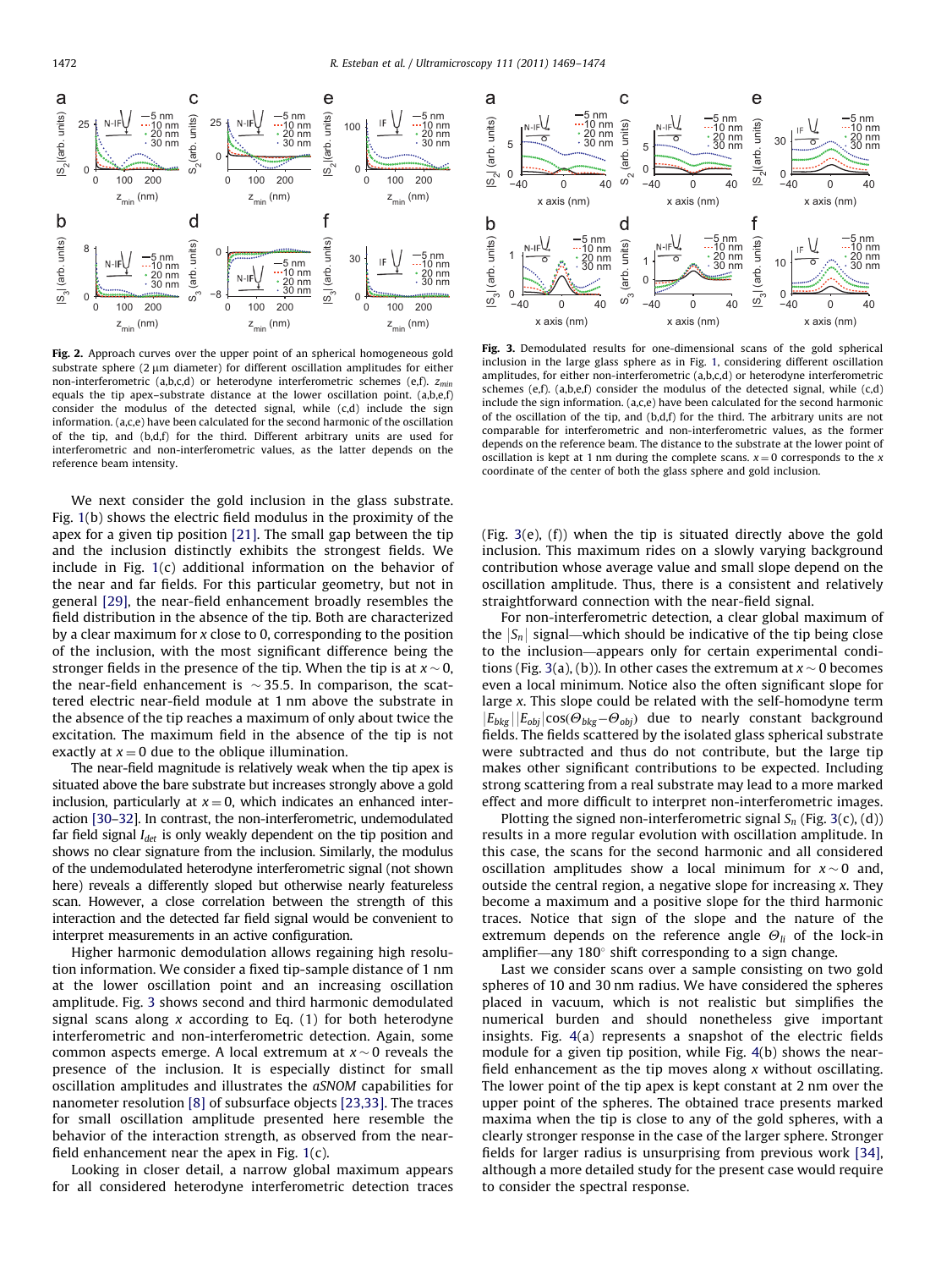**Fig. 2.** Approach curves over the upper point of an spherical homogeneous gold substrate sphere (2 μm diameter) for different oscillation amplitudes for either non-interferometric (a,b,c,d) or heterodyne interferometric schemes (e,f). $z_{min}$ equals the tip apex–substrate distance at the lower oscillation point. (a,b,e,f) consider the modulus of the detected signal, while (c,d) include the sign information. (a,c,e) have been calculated for the second harmonic of the oscillation of the tip, and (b,d,f) for the third. Different arbitrary units are used for interferometric and non-interferometric values, as the latter depends on the reference beam intensity.

**Fig. 3.** Demodulated results for one-dimensional scans of the gold spherical inclusion in the large glass sphere as in Fig. 1, considering different oscillation amplitudes, for either non-interferometric (a,b,c,d) or heterodyne interferometric schemes (e,f). (a,b,e,f) consider the modulus of the detected signal, while (c,d) include the sign information. (a,c,e) have been calculated for the second harmonic of the oscillation of the tip, and (b,d,f) for the third. The arbitrary units are not comparable for interferometric and non-interferometric values, as the former depends on the reference beam. The distance to the substrate at the lower point of oscillation is kept at 1 nm during the complete scans. $x=0$ corresponds to the $x$ coordinate of the center of both the glass sphere and gold inclusion.

We next consider the gold inclusion in the glass substrate. Fig. 1(b) shows the electric field modulus in the proximity of the apex for a given tip position [21]. The small gap between the tip and the inclusion distinctly exhibits the strongest fields. We include in Fig. 1(c) additional information on the behavior of the near and far fields. For this particular geometry, but not in general [29], the near-field enhancement broadly resembles the field distribution in the absence of the tip. Both are characterized by a clear maximum for $x$ close to 0, corresponding to the position of the inclusion, with the most significant difference being the stronger fields in the presence of the tip. When the tip is at $x \sim 0$, the near-field enhancement is $\sim 35.5$. In comparison, the scattered electric near-field module at 1 nm above the substrate in the absence of the tip reaches a maximum of only about twice the excitation. The maximum field in the absence of the tip is not exactly at $x=0$ due to the oblique illumination.

The near-field magnitude is relatively weak when the tip apex is situated above the bare substrate but increases strongly above a gold inclusion, particularly at $x=0$, which indicates an enhanced interaction [30–32]. In contrast, the non-interferometric, undemodulated far field signal $I_{det}$ is only weakly dependent on the tip position and shows no clear signature from the inclusion. Similarly, the modulus of the undemodulated heterodyne interferometric signal (not shown here) reveals a differently sloped but otherwise nearly featureless scan. However, a close correlation between the strength of this interaction and the detected far field signal would be convenient to interpret measurements in an active configuration.

Higher harmonic demodulation allows regaining high resolution information. We consider a fixed tip-sample distance of 1 nm at the lower oscillation point and an increasing oscillation amplitude. Fig. 3 shows second and third harmonic demodulated signal scans along $x$ according to Eq. (1) for both heterodyne interferometric and non-interferometric detection. Again, some common aspects emerge. A local extremum at $x \sim 0$ reveals the presence of the inclusion. It is especially distinct for small oscillation amplitudes and illustrates the *aSNOM* capabilities for nanometer resolution [8] of subsurface objects [23,33]. The traces for small oscillation amplitude presented here resemble the behavior of the interaction strength, as observed from the near-field enhancement near the apex in Fig. 1(c).

Looking in closer detail, a narrow global maximum appears for all considered heterodyne interferometric detection traces (Fig. 3(e), (f)) when the tip is situated directly above the gold inclusion. This maximum rides on a slowly varying background contribution whose average value and small slope depend on the oscillation amplitude. Thus, there is a consistent and relatively straightforward connection with the near-field signal.

For non-interferometric detection, a clear global maximum of the $|S_n|$ signal—which should be indicative of the tip being close to the inclusion—appears only for certain experimental conditions (Fig. 3(a), (b)). In other cases the extremum at $x \sim 0$ becomes even a local minimum. Notice also the often significant slope for large $x$. This slope could be related with the self-homodyne term $|E_{bkg}||E_{obj}|\cos(\Theta_{bkg}-\Theta_{obj})$ due to nearly constant background fields. The fields scattered by the isolated glass spherical substrate were subtracted and thus do not contribute, but the large tip makes other significant contributions to be expected. Including strong scattering from a real substrate may lead to a more marked effect and more difficult to interpret non-interferometric images.

Plotting the signed non-interferometric signal $S_n$ (Fig. 3(c), (d)) results in a more regular evolution with oscillation amplitude. In this case, the scans for the second harmonic and all considered oscillation amplitudes show a local minimum for $x \sim 0$ and, outside the central region, a negative slope for increasing $x$. They become a maximum and a positive slope for the third harmonic traces. Notice that sign of the slope and the nature of the extremum depends on the reference angle $\Theta_{li}$ of the lock-in amplifier—any 180° shift corresponding to a sign change.

Last we consider scans over a sample consisting on two gold spheres of 10 and 30 nm radius. We have considered the spheres placed in vacuum, which is not realistic but simplifies the numerical burden and should nonetheless give important insights. Fig. 4(a) represents a snapshot of the electric fields module for a given tip position, while Fig. 4(b) shows the near-field enhancement as the tip moves along $x$ without oscillating. The lower point of the tip apex is kept constant at 2 nm over the upper point of the spheres. The obtained trace presents marked maxima when the tip is close to any of the gold spheres, with a clearly stronger response in the case of the larger sphere. Stronger fields for larger radius is unsurprising from previous work [34], although a more detailed study for the present case would require to consider the spectral response.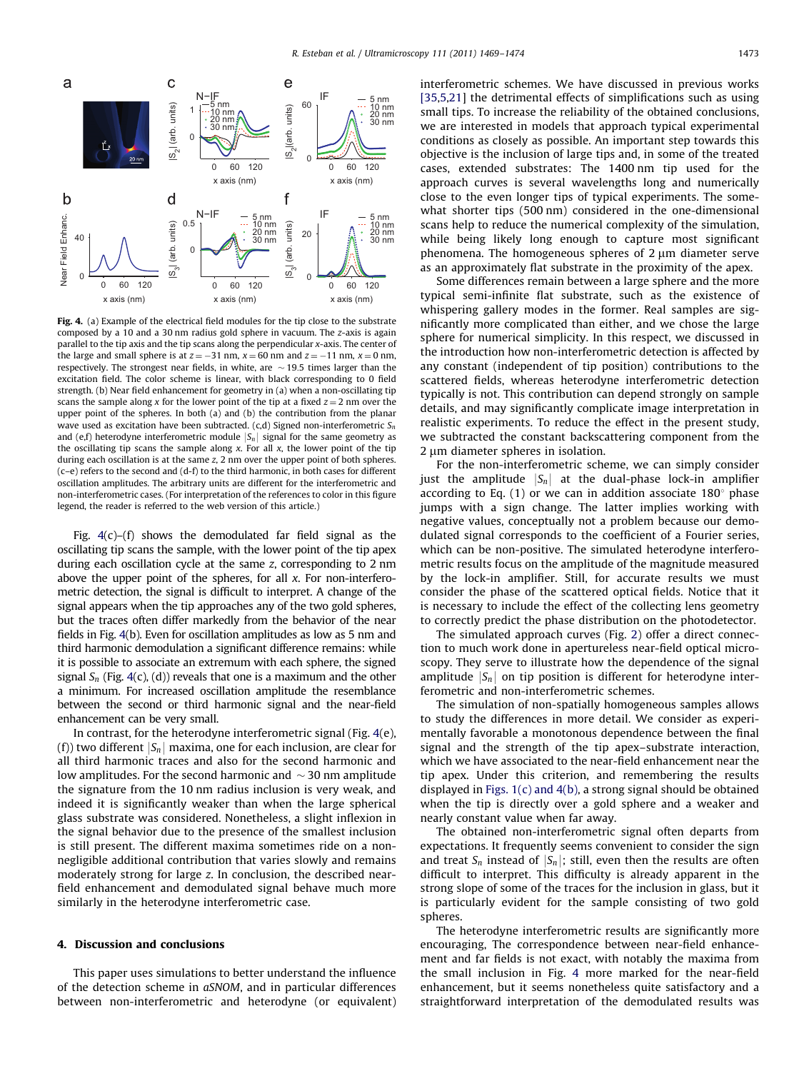Fig. 4. (a) Example of the electrical field modules for the tip close to the substrate composed by a 10 and a 30 nm radius gold sphere in vacuum. The z-axis is again parallel to the tip axis and the tip scans along the perpendicular x-axis. The center of the large and small sphere is at $z = -31$ nm, $x = 60$ nm and $z = -11$ nm, $x = 0$ nm, respectively. The strongest near fields, in white, are $\sim 19.5$ times larger than the excitation field. The color scheme is linear, with black corresponding to 0 field strength. (b) Near field enhancement for geometry in (a) when a non-oscillating tip scans the sample along x for the lower point of the tip at a fixed $z = 2$ nm over the upper point of the spheres. In both (a) and (b) the contribution from the planar wave used as excitation have been subtracted. (c,d) Signed non-interferometric $S_n$ and (e,f) heterodyne interferometric module $|S_n|$ signal for the same geometry as the oscillating tip scans the sample along x. For all x, the lower point of the tip during each oscillation is at the same z, 2 nm over the upper point of both spheres. (c–e) refers to the second and (d-f) to the third harmonic, in both cases for different oscillation amplitudes. The arbitrary units are different for the interferometric and non-interferometric cases. (For interpretation of the references to color in this figure legend, the reader is referred to the web version of this article.)

Fig. 4(c)–(f) shows the demodulated far field signal as the oscillating tip scans the sample, with the lower point of the tip apex during each oscillation cycle at the same z, corresponding to 2 nm above the upper point of the spheres, for all x. For non-interferometric detection, the signal is difficult to interpret. A change of the signal appears when the tip approaches any of the two gold spheres, but the traces often differ markedly from the behavior of the near fields in Fig. 4(b). Even for oscillation amplitudes as low as 5 nm and third harmonic demodulation a significant difference remains: while it is possible to associate an extremum with each sphere, the signed signal $S_n$ (Fig. 4(c), (d)) reveals that one is a maximum and the other a minimum. For increased oscillation amplitude the resemblance between the second or third harmonic signal and the near-field enhancement can be very small.

In contrast, for the heterodyne interferometric signal (Fig. 4(e), (f)) two different $|S_n|$ maxima, one for each inclusion, are clear for all third harmonic traces and also for the second harmonic and low amplitudes. For the second harmonic and $\sim 30$ nm amplitude the signature from the 10 nm radius inclusion is very weak, and indeed it is significantly weaker than when the large spherical glass substrate was considered. Nonetheless, a slight inflexion in the signal behavior due to the presence of the smallest inclusion is still present. The different maxima sometimes ride on a non-negligible additional contribution that varies slowly and remains moderately strong for large z. In conclusion, the described near-field enhancement and demodulated signal behave much more similarly in the heterodyne interferometric case.

## 4. Discussion and conclusions

This paper uses simulations to better understand the influence of the detection scheme in *aSNOM*, and in particular differences between non-interferometric and heterodyne (or equivalent) interferometric schemes. We have discussed in previous works [35,5,21] the detrimental effects of simplifications such as using small tips. To increase the reliability of the obtained conclusions, we are interested in models that approach typical experimental conditions as closely as possible. An important step towards this objective is the inclusion of large tips and, in some of the treated cases, extended substrates: The 1400 nm tip used for the approach curves is several wavelengths long and numerically close to the even longer tips of typical experiments. The somewhat shorter tips (500 nm) considered in the one-dimensional scans help to reduce the numerical complexity of the simulation, while being likely long enough to capture most significant phenomena. The homogeneous spheres of 2 μm diameter serve as an approximately flat substrate in the proximity of the apex.

Some differences remain between a large sphere and the more typical semi-infinite flat substrate, such as the existence of whispering gallery modes in the former. Real samples are significantly more complicated than either, and we chose the large sphere for numerical simplicity. In this respect, we discussed in the introduction how non-interferometric detection is affected by any constant (independent of tip position) contributions to the scattered fields, whereas heterodyne interferometric detection typically is not. This contribution can depend strongly on sample details, and may significantly complicate image interpretation in realistic experiments. To reduce the effect in the present study, we subtracted the constant backscattering component from the 2 μm diameter spheres in isolation.

For the non-interferometric scheme, we can simply consider just the amplitude $|S_n|$ at the dual-phase lock-in amplifier according to Eq. (1) or we can in addition associate 180° phase jumps with a sign change. The latter implies working with negative values, conceptually not a problem because our demodulated signal corresponds to the coefficient of a Fourier series, which can be non-positive. The simulated heterodyne interferometric results focus on the amplitude of the magnitude measured by the lock-in amplifier. Still, for accurate results we must consider the phase of the scattered optical fields. Notice that it is necessary to include the effect of the collecting lens geometry to correctly predict the phase distribution on the photodetector.

The simulated approach curves (Fig. 2) offer a direct connection to much work done in apertureless near-field optical microscopy. They serve to illustrate how the dependence of the signal amplitude $|S_n|$ on tip position is different for heterodyne interferometric and non-interferometric schemes.

The simulation of non-spatially homogeneous samples allows to study the differences in more detail. We consider as experimentally favorable a monotonous dependence between the final signal and the strength of the tip apex–substrate interaction, which we have associated to the near-field enhancement near the tip apex. Under this criterion, and remembering the results displayed in Figs. 1(c) and 4(b), a strong signal should be obtained when the tip is directly over a gold sphere and a weaker and nearly constant value when far away.

The obtained non-interferometric signal often departs from expectations. It frequently seems convenient to consider the sign and treat $S_n$ instead of $|S_n|$; still, even then the results are often difficult to interpret. This difficulty is already apparent in the strong slope of some of the traces for the inclusion in glass, but it is particularly evident for the sample consisting of two gold spheres.

The heterodyne interferometric results are significantly more encouraging. The correspondence between near-field enhancement and far fields is not exact, with notably the maxima from the small inclusion in Fig. 4 more marked for the near-field enhancement, but it seems nonetheless quite satisfactory and a straightforward interpretation of the demodulated results was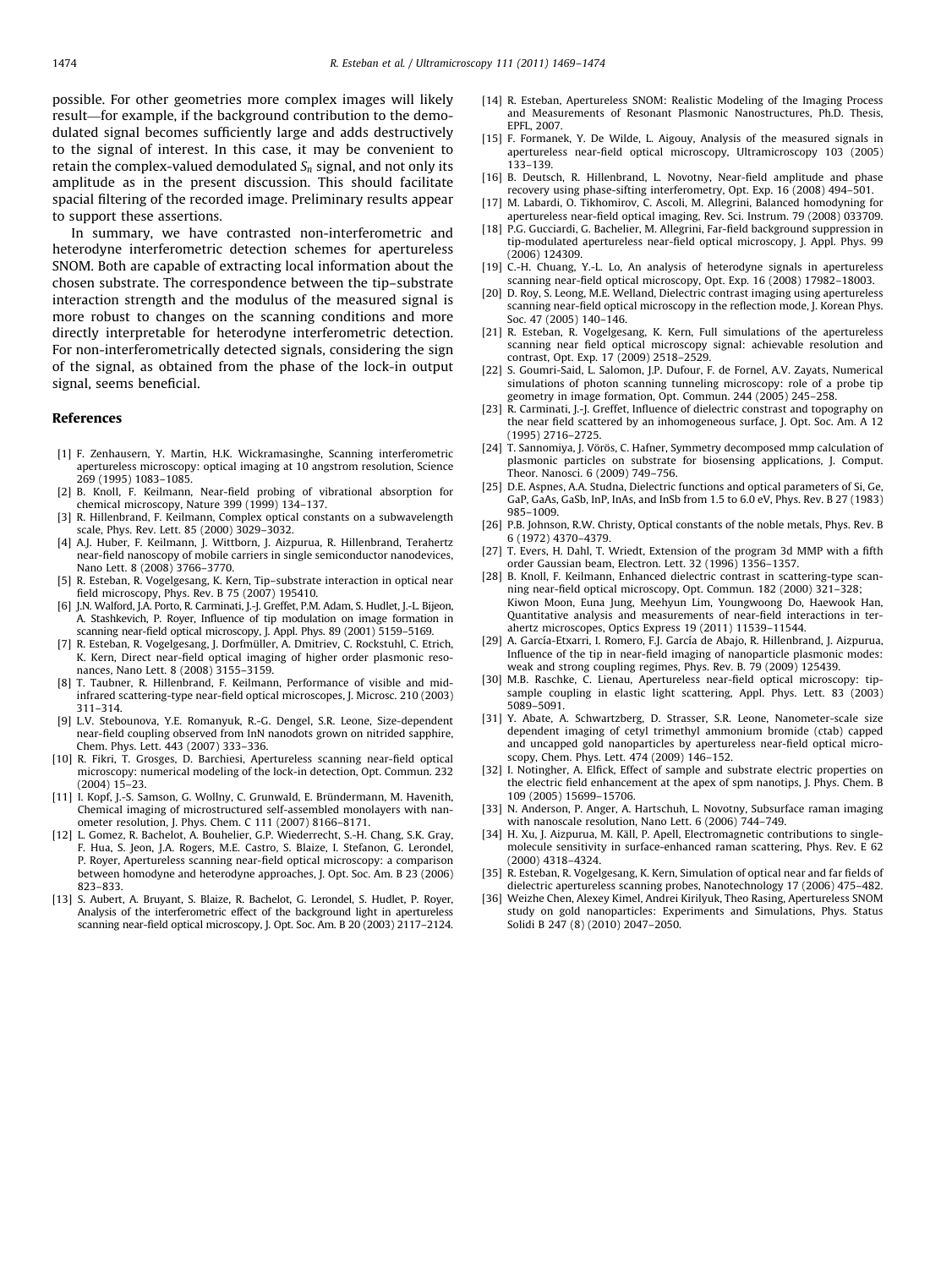possible. For other geometries more complex images will likely result—for example, if the background contribution to the demodulated signal becomes sufficiently large and adds destructively to the signal of interest. In this case, it may be convenient to retain the complex-valued demodulated $S_n$ signal, and not only its amplitude as in the present discussion. This should facilitate spacial filtering of the recorded image. Preliminary results appear to support these assertions.

In summary, we have contrasted non-interferometric and heterodyne interferometric detection schemes for apertureless SNOM. Both are capable of extracting local information about the chosen substrate. The correspondence between the tip–substrate interaction strength and the modulus of the measured signal is more robust to changes on the scanning conditions and more directly interpretable for heterodyne interferometric detection. For non-interferometrically detected signals, considering the sign of the signal, as obtained from the phase of the lock-in output signal, seems beneficial.

## References

[1] F. Zenhausern, Y. Martin, H.K. Wickramasinghe, Scanning interferometric apertureless microscopy: optical imaging at 10 angstrom resolution, Science 269 (1995) 1083–1085.

[2] B. Knoll, F. Keilmann, Near-field probing of vibrational absorption for chemical microscopy, Nature 399 (1999) 134–137.

[3] R. Hillenbrand, F. Keilmann, Complex optical constants on a subwavelength scale, Phys. Rev. Lett. 85 (2000) 3029–3032.

[4] A.J. Huber, F. Keilmann, J. Wittborn, J. Aizpurua, R. Hillenbrand, Terahertz near-field nanoscopy of mobile carriers in single semiconductor nanodevices, Nano Lett. 8 (2008) 3766–3770.

[5] R. Esteban, R. Vogelgesang, K. Kern, Tip–substrate interaction in optical near field microscopy, Phys. Rev. B 75 (2007) 195410.

[6] J.N. Walford, J.A. Porto, R. Carminati, J.-J. Greffet, P.M. Adam, S. Hudlet, J.-L. Bijeon, A. Stashkevich, P. Royer, Influence of tip modulation on image formation in scanning near-field optical microscopy, J. Appl. Phys. 89 (2001) 5159–5169.

[7] R. Esteban, R. Vogelgesang, J. Dorfmüller, A. Dmitriev, C. Rockstuhl, C. Etrich, K. Kern, Direct near-field optical imaging of higher order plasmonic resonances, Nano Lett. 8 (2008) 3155–3159.

[8] T. Taubner, R. Hillenbrand, F. Keilmann, Performance of visible and mid-infrared scattering-type near-field optical microscopes, J. Microsc. 210 (2003) 311–314.

[9] L.V. Stebounova, Y.E. Romanyuk, R.-G. Dengel, S.R. Leone, Size-dependent near-field coupling observed from InN nanodots grown on nitrided sapphire, Chem. Phys. Lett. 443 (2007) 333–336.

[10] R. Fikri, T. Grosges, D. Barchiesi, Apertureless scanning near-field optical microscopy: numerical modeling of the lock-in detection, Opt. Commun. 232 (2004) 15–23.

[11] I. Kopf, J.-S. Samson, G. Wollny, C. Grunwald, E. Bründermann, M. Havenith, Chemical imaging of microstructured self-assembled monolayers with nanometer resolution, J. Phys. Chem. C 111 (2007) 8166–8171.

[12] L. Gomez, R. Bachelot, A. Bouhelier, G.P. Wiederrecht, S.-H. Chang, S.K. Gray, F. Hua, S. Jeon, J.A. Rogers, M.E. Castro, S. Blaize, I. Stefanon, G. Lerondel, P. Royer, Apertureless scanning near-field optical microscopy: a comparison between homodyne and heterodyne approaches, J. Opt. Soc. Am. B 23 (2006) 823–833.

[13] S. Aubert, A. Bruyant, S. Blaize, R. Bachelot, G. Lerondel, S. Hudlet, P. Royer, Analysis of the interferometric effect of the background light in apertureless scanning near-field optical microscopy, J. Opt. Soc. Am. B 20 (2003) 2117–2124.

[14] R. Esteban, Apertureless SNOM: Realistic Modeling of the Imaging Process and Measurements of Resonant Plasmonic Nanostructures, Ph.D. Thesis, EPFL, 2007.

[15] F. Formanek, Y. De Wilde, L. Aigouy, Analysis of the measured signals in apertureless near-field optical microscopy, Ultramicroscopy 103 (2005) 133–139.

[16] B. Deutsch, R. Hillenbrand, L. Novotny, Near-field amplitude and phase recovery using phase-sifting interferometry, Opt. Exp. 16 (2008) 494–501.

[17] M. Labardi, O. Tikhomirov, C. Ascoli, M. Allegrini, Balanced homodyning for apertureless near-field optical imaging, Rev. Sci. Instrum. 79 (2008) 033709.

[18] P.G. Gucciardi, G. Bachelier, M. Allegrini, Far-field background suppression in tip-modulated apertureless near-field optical microscopy, J. Appl. Phys. 99 (2006) 124309.

[19] C.-H. Chuang, Y.-L. Lo, An analysis of heterodyne signals in apertureless scanning near-field optical microscopy, Opt. Exp. 16 (2008) 17982–18003.

[20] D. Roy, S. Leong, M.E. Welland, Dielectric contrast imaging using apertureless scanning near-field optical microscopy in the reflection mode, J. Korean Phys. Soc. 47 (2005) 140–146.

[21] R. Esteban, R. Vogelgesang, K. Kern, Full simulations of the apertureless scanning near field optical microscopy signal: achievable resolution and contrast, Opt. Exp. 17 (2009) 2518–2529.

[22] S. Goumri-Said, L. Salomon, J.P. Dufour, F. de Fornel, A.V. Zayats, Numerical simulations of photon scanning tunneling microscopy: role of a probe tip geometry in image formation, Opt. Commun. 244 (2005) 245–258.

[23] R. Carminati, J.-J. Greffet, Influence of dielectric constrast and topography on the near field scattered by an inhomogeneous surface, J. Opt. Soc. Am. A 12 (1995) 2716–2725.

[24] T. Sannomiya, J. Vörös, C. Hafner, Symmetry decomposed mmp calculation of plasmonic particles on substrate for biosensing applications, J. Comput. Theor. Nanosci. 6 (2009) 749–756.

[25] D.E. Aspnes, A.A. Studna, Dielectric functions and optical parameters of Si, Ge, GaP, GaAs, GaSb, InP, InAs, and InSb from 1.5 to 6.0 eV, Phys. Rev. B 27 (1983) 985–1009.

[26] P.B. Johnson, R.W. Christy, Optical constants of the noble metals, Phys. Rev. B 6 (1972) 4370–4379.

[27] T. Evers, H. Dahl, T. Wriedt, Extension of the program 3d MMP with a fifth order Gaussian beam, Electron. Lett. 32 (1996) 1356–1357.

[28] B. Knoll, F. Keilmann, Enhanced dielectric contrast in scattering-type scanning near-field optical microscopy, Opt. Commun. 182 (2000) 321–328; Kiwon Moon, Euna Jung, Meehyun Lim, Youngwoong Do, Haewook Han, Quantitative analysis and measurements of near-field interactions in terahertz microscopes, Optics Express 19 (2011) 11539–11544.

[29] A. García-Etxarri, I. Romero, F.J. García de Abajo, R. Hillenbrand, J. Aizpurua, Influence of the tip in near-field imaging of nanoparticle plasmonic modes: weak and strong coupling regimes, Phys. Rev. B. 79 (2009) 125439.

[30] M.B. Raschke, C. Lienau, Apertureless near-field optical microscopy: tip-sample coupling in elastic light scattering, Appl. Phys. Lett. 83 (2003) 5089–5091.

[31] Y. Abate, A. Schwartzberg, D. Strasser, S.R. Leone, Nanometer-scale size dependent imaging of cetyl trimethyl ammonium bromide (ctab) capped and uncapped gold nanoparticles by apertureless near-field optical microscopy, Chem. Phys. Lett. 474 (2009) 146–152.

[32] I. Notingher, A. Elfick, Effect of sample and substrate electric properties on the electric field enhancement at the apex of spm nanotips, J. Phys. Chem. B 109 (2005) 15699–15706.

[33] N. Anderson, P. Anger, A. Hartschuh, L. Novotny, Subsurface raman imaging with nanoscale resolution, Nano Lett. 6 (2006) 744–749.

[34] H. Xu, J. Aizpurua, M. Käll, P. Apell, Electromagnetic contributions to single-molecule sensitivity in surface-enhanced raman scattering, Phys. Rev. E 62 (2000) 4318–4324.

[35] R. Esteban, R. Vogelgesang, K. Kern, Simulation of optical near and far fields of dielectric apertureless scanning probes, Nanotechnology 17 (2006) 475–482.

[36] Weizhe Chen, Alexey Kimel, Andrei Kirilyuk, Theo Rasing, Apertureless SNOM study on gold nanoparticles: Experiments and Simulations, Phys. Status Solidi B 247 (8) (2010) 2047–2050.